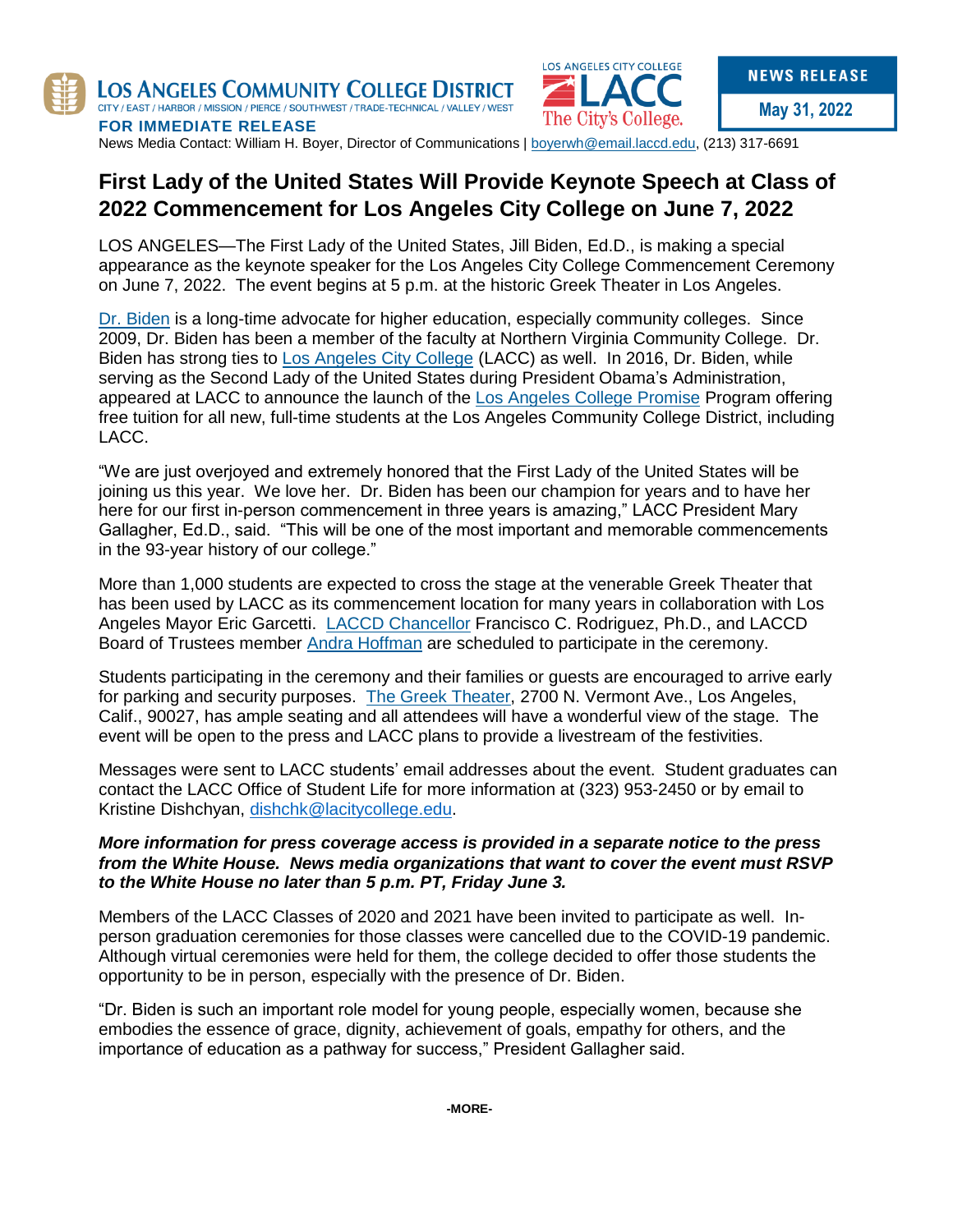**LOS ANGELES COMMUNITY COLLEGE DISTRICT**
CITY / EAST / HARBOR / MISSION / PIERCE / SOUTHWEST / TRADE-TECHNICAL / VALLEY / WEST

LOS ANGELES CITY COLLEGE
LACC
The City's College.

**NEWS RELEASE**
**May 31, 2022**

**FOR IMMEDIATE RELEASE**

News Media Contact: William H. Boyer, Director of Communications | boyerwh@email.laccd.edu, (213) 317-6691

# First Lady of the United States Will Provide Keynote Speech at Class of 2022 Commencement for Los Angeles City College on June 7, 2022

LOS ANGELES—The First Lady of the United States, Jill Biden, Ed.D., is making a special appearance as the keynote speaker for the Los Angeles City College Commencement Ceremony on June 7, 2022. The event begins at 5 p.m. at the historic Greek Theater in Los Angeles.

Dr. Biden is a long-time advocate for higher education, especially community colleges. Since 2009, Dr. Biden has been a member of the faculty at Northern Virginia Community College. Dr. Biden has strong ties to Los Angeles City College (LACC) as well. In 2016, Dr. Biden, while serving as the Second Lady of the United States during President Obama's Administration, appeared at LACC to announce the launch of the Los Angeles College Promise Program offering free tuition for all new, full-time students at the Los Angeles Community College District, including LACC.

"We are just overjoyed and extremely honored that the First Lady of the United States will be joining us this year. We love her. Dr. Biden has been our champion for years and to have her here for our first in-person commencement in three years is amazing," LACC President Mary Gallagher, Ed.D., said. "This will be one of the most important and memorable commencements in the 93-year history of our college."

More than 1,000 students are expected to cross the stage at the venerable Greek Theater that has been used by LACC as its commencement location for many years in collaboration with Los Angeles Mayor Eric Garcetti. LACCD Chancellor Francisco C. Rodriguez, Ph.D., and LACCD Board of Trustees member Andra Hoffman are scheduled to participate in the ceremony.

Students participating in the ceremony and their families or guests are encouraged to arrive early for parking and security purposes. The Greek Theater, 2700 N. Vermont Ave., Los Angeles, Calif., 90027, has ample seating and all attendees will have a wonderful view of the stage. The event will be open to the press and LACC plans to provide a livestream of the festivities.

Messages were sent to LACC students' email addresses about the event. Student graduates can contact the LACC Office of Student Life for more information at (323) 953-2450 or by email to Kristine Dishchyan, dishchk@lacitycollege.edu.

***More information for press coverage access is provided in a separate notice to the press from the White House. News media organizations that want to cover the event must RSVP to the White House no later than 5 p.m. PT, Friday June 3.***

Members of the LACC Classes of 2020 and 2021 have been invited to participate as well. In-person graduation ceremonies for those classes were cancelled due to the COVID-19 pandemic. Although virtual ceremonies were held for them, the college decided to offer those students the opportunity to be in person, especially with the presence of Dr. Biden.

"Dr. Biden is such an important role model for young people, especially women, because she embodies the essence of grace, dignity, achievement of goals, empathy for others, and the importance of education as a pathway for success," President Gallagher said.

**-MORE-**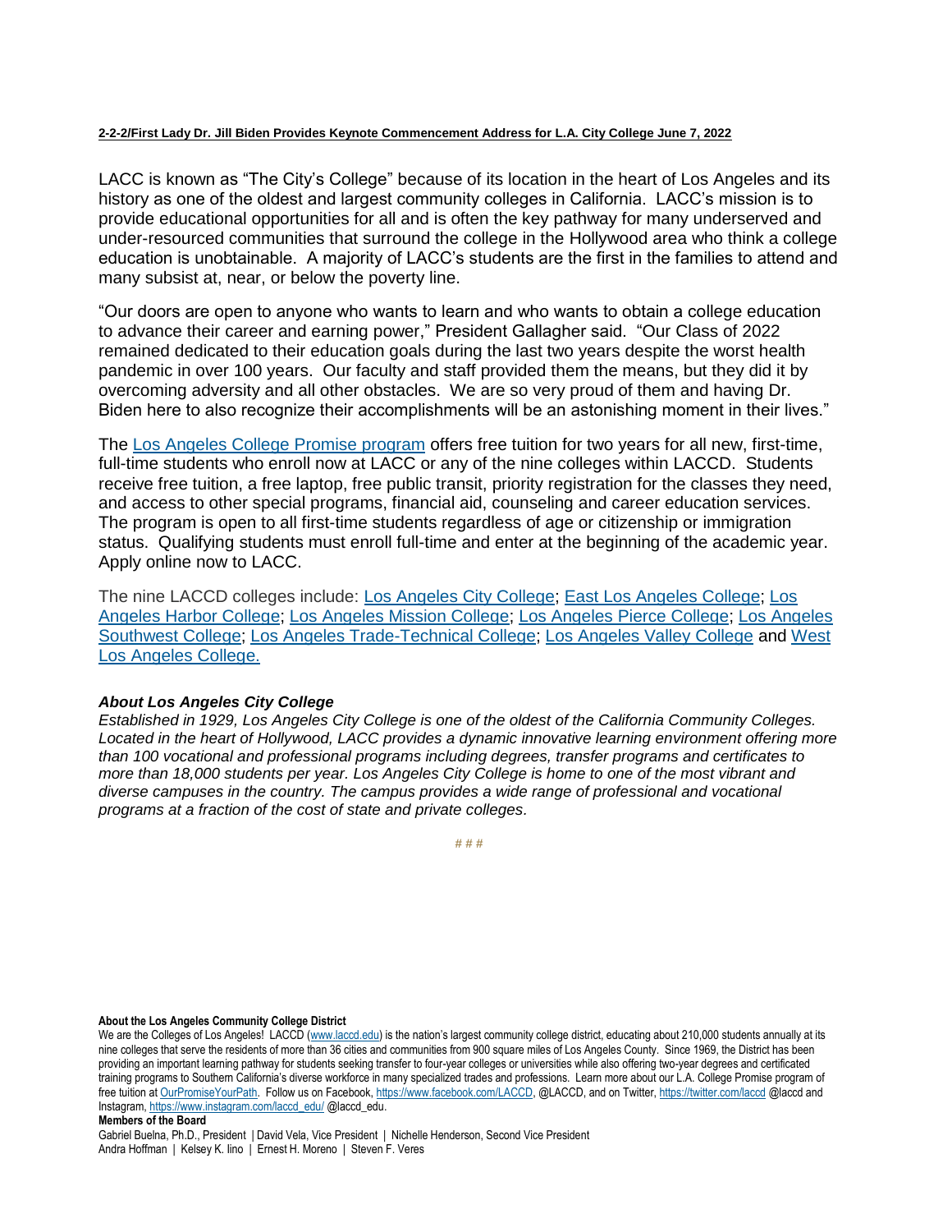LACC is known as "The City's College" because of its location in the heart of Los Angeles and its history as one of the oldest and largest community colleges in California. LACC's mission is to provide educational opportunities for all and is often the key pathway for many underserved and under-resourced communities that surround the college in the Hollywood area who think a college education is unobtainable. A majority of LACC's students are the first in the families to attend and many subsist at, near, or below the poverty line.

"Our doors are open to anyone who wants to learn and who wants to obtain a college education to advance their career and earning power," President Gallagher said. "Our Class of 2022 remained dedicated to their education goals during the last two years despite the worst health pandemic in over 100 years. Our faculty and staff provided them the means, but they did it by overcoming adversity and all other obstacles. We are so very proud of them and having Dr. Biden here to also recognize their accomplishments will be an astonishing moment in their lives."

The Los Angeles College Promise program offers free tuition for two years for all new, first-time, full-time students who enroll now at LACC or any of the nine colleges within LACCD. Students receive free tuition, a free laptop, free public transit, priority registration for the classes they need, and access to other special programs, financial aid, counseling and career education services. The program is open to all first-time students regardless of age or citizenship or immigration status. Qualifying students must enroll full-time and enter at the beginning of the academic year. Apply online now to LACC.

The nine LACCD colleges include: Los Angeles City College; East Los Angeles College; Los Angeles Harbor College; Los Angeles Mission College; Los Angeles Pierce College; Los Angeles Southwest College; Los Angeles Trade-Technical College; Los Angeles Valley College and West Los Angeles College.

***About Los Angeles City College***

*Established in 1929, Los Angeles City College is one of the oldest of the California Community Colleges. Located in the heart of Hollywood, LACC provides a dynamic innovative learning environment offering more than 100 vocational and professional programs including degrees, transfer programs and certificates to more than 18,000 students per year. Los Angeles City College is home to one of the most vibrant and diverse campuses in the country. The campus provides a wide range of professional and vocational programs at a fraction of the cost of state and private colleges.*

# # #

**About the Los Angeles Community College District**

We are the Colleges of Los Angeles! LACCD (www.laccd.edu) is the nation's largest community college district, educating about 210,000 students annually at its nine colleges that serve the residents of more than 36 cities and communities from 900 square miles of Los Angeles County. Since 1969, the District has been providing an important learning pathway for students seeking transfer to four-year colleges or universities while also offering two-year degrees and certificated training programs to Southern California's diverse workforce in many specialized trades and professions. Learn more about our L.A. College Promise program of free tuition at OurPromiseYourPath. Follow us on Facebook, https://www.facebook.com/LACCD, @LACCD, and on Twitter, https://twitter.com/laccd @laccd and Instagram, https://www.instagram.com/laccd_edu/ @laccd_edu.

**Members of the Board**

Gabriel Buelna, Ph.D., President | David Vela, Vice President | Nichelle Henderson, Second Vice President
Andra Hoffman | Kelsey K. Iino | Ernest H. Moreno | Steven F. Veres